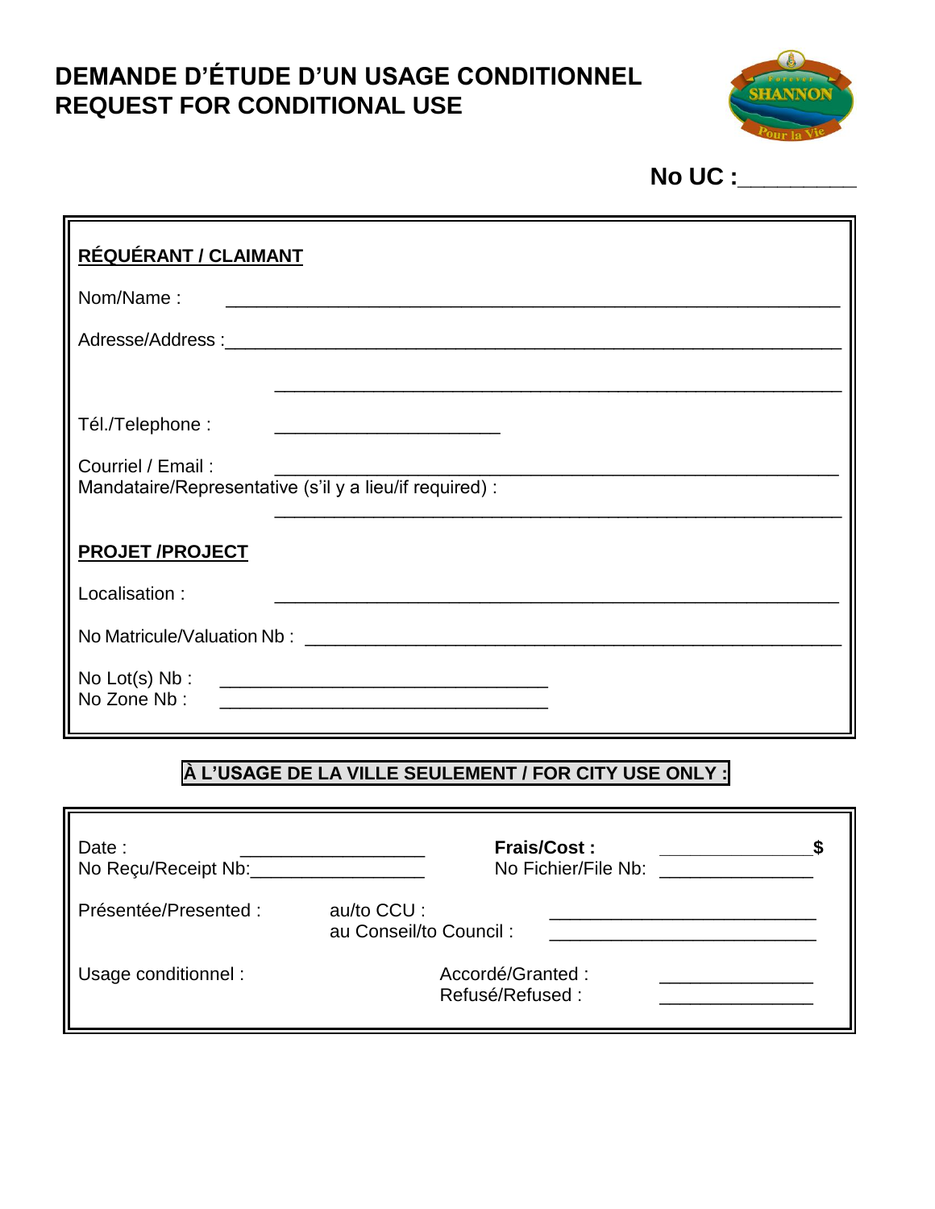# DEMANDE D'ÉTUDE D'UN USAGE CONDITIONNEL
# REQUEST FOR CONDITIONAL USE

**No UC :**________

**RÉQUÉRANT / CLAIMANT**

Nom/Name : ____________________________________________________________

Adresse/Address :_______________________________________________________

____________________________________________________

Tél./Telephone : _____________________

Courriel / Email : ____________________________________________________
Mandataire/Representative (s'il y a lieu/if required) :

____________________________________________________

**PROJET /PROJECT**

Localisation : ____________________________________________________

No Matricule/Valuation Nb : ________________________________________________

No Lot(s) Nb : ______________________________
No Zone Nb : ______________________________

**À L'USAGE DE LA VILLE SEULEMENT / FOR CITY USE ONLY :**

Date : _________________ **Frais/Cost :** ______________**$**
No Reçu/Receipt Nb:_________________ No Fichier/File Nb: _______________

Présentée/Presented : au/to CCU : _________________________
au Conseil/to Council : _________________________

Usage conditionnel : Accordé/Granted : _______________
Refusé/Refused : _______________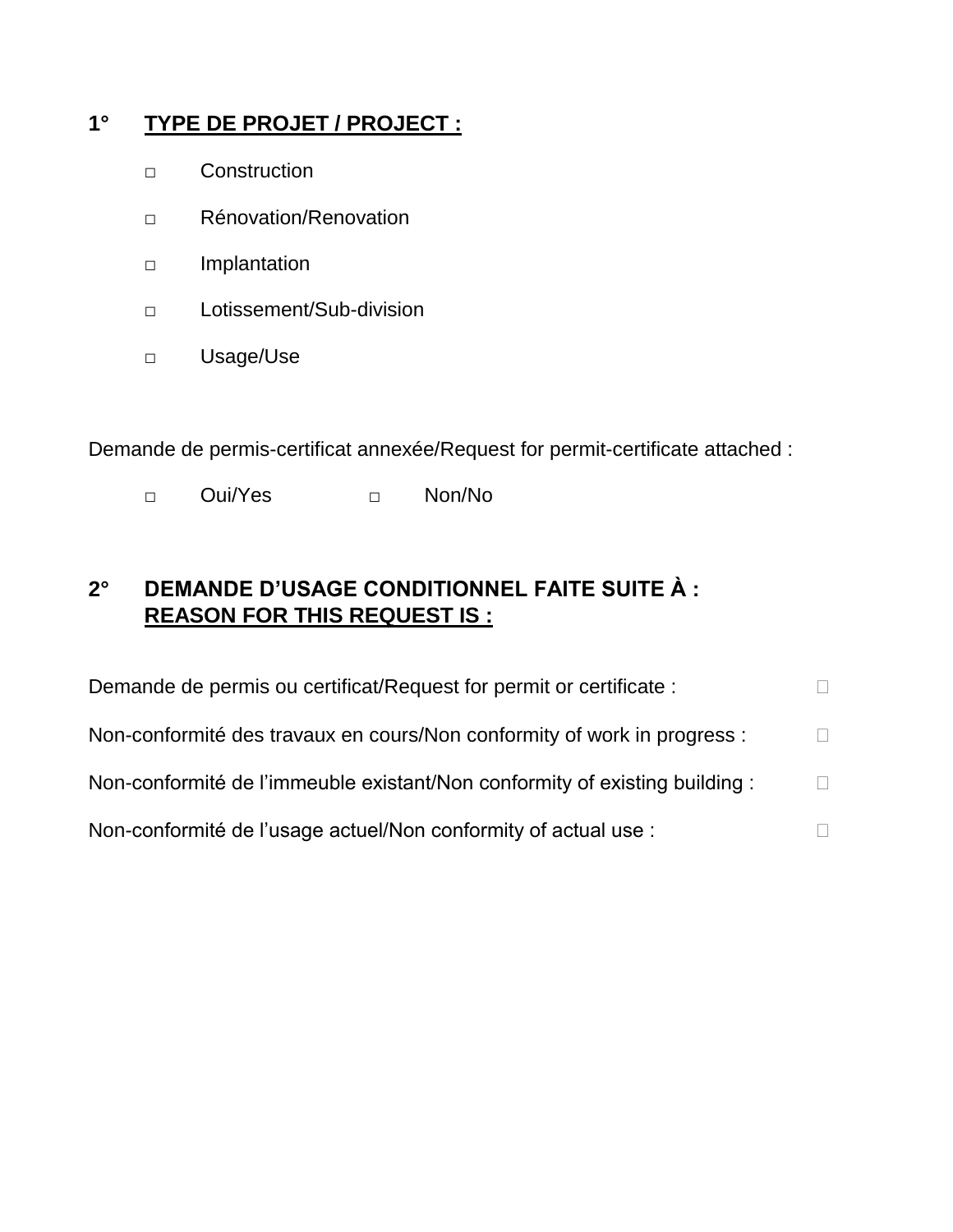## 1° TYPE DE PROJET / PROJECT :

- ☐ Construction
- ☐ Rénovation/Renovation
- ☐ Implantation
- ☐ Lotissement/Sub-division
- ☐ Usage/Use

Demande de permis-certificat annexée/Request for permit-certificate attached :

☐ Oui/Yes ☐ Non/No

## 2° DEMANDE D'USAGE CONDITIONNEL FAITE SUITE À : REASON FOR THIS REQUEST IS :

Demande de permis ou certificat/Request for permit or certificate : ☐

Non-conformité des travaux en cours/Non conformity of work in progress : ☐

Non-conformité de l'immeuble existant/Non conformity of existing building : ☐

Non-conformité de l'usage actuel/Non conformity of actual use : ☐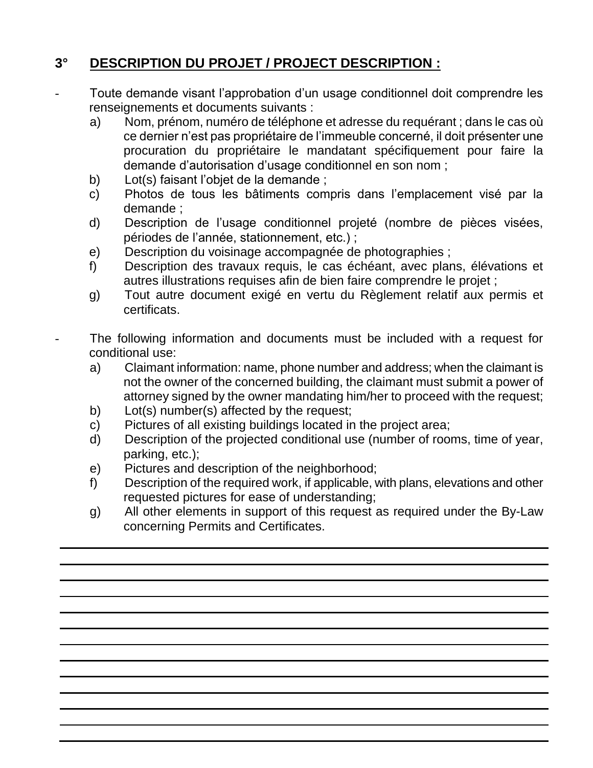## 3° DESCRIPTION DU PROJET / PROJECT DESCRIPTION :

- Toute demande visant l'approbation d'un usage conditionnel doit comprendre les renseignements et documents suivants :
  - a) Nom, prénom, numéro de téléphone et adresse du requérant ; dans le cas où ce dernier n'est pas propriétaire de l'immeuble concerné, il doit présenter une procuration du propriétaire le mandatant spécifiquement pour faire la demande d'autorisation d'usage conditionnel en son nom ;
  - b) Lot(s) faisant l'objet de la demande ;
  - c) Photos de tous les bâtiments compris dans l'emplacement visé par la demande ;
  - d) Description de l'usage conditionnel projeté (nombre de pièces visées, périodes de l'année, stationnement, etc.) ;
  - e) Description du voisinage accompagnée de photographies ;
  - f) Description des travaux requis, le cas échéant, avec plans, élévations et autres illustrations requises afin de bien faire comprendre le projet ;
  - g) Tout autre document exigé en vertu du Règlement relatif aux permis et certificats.

- The following information and documents must be included with a request for conditional use:
  - a) Claimant information: name, phone number and address; when the claimant is not the owner of the concerned building, the claimant must submit a power of attorney signed by the owner mandating him/her to proceed with the request;
  - b) Lot(s) number(s) affected by the request;
  - c) Pictures of all existing buildings located in the project area;
  - d) Description of the projected conditional use (number of rooms, time of year, parking, etc.);
  - e) Pictures and description of the neighborhood;
  - f) Description of the required work, if applicable, with plans, elevations and other requested pictures for ease of understanding;
  - g) All other elements in support of this request as required under the By-Law concerning Permits and Certificates.

______________________________________________________________________________

______________________________________________________________________________

______________________________________________________________________________

______________________________________________________________________________

______________________________________________________________________________

______________________________________________________________________________

______________________________________________________________________________

______________________________________________________________________________

______________________________________________________________________________

______________________________________________________________________________

______________________________________________________________________________

______________________________________________________________________________

______________________________________________________________________________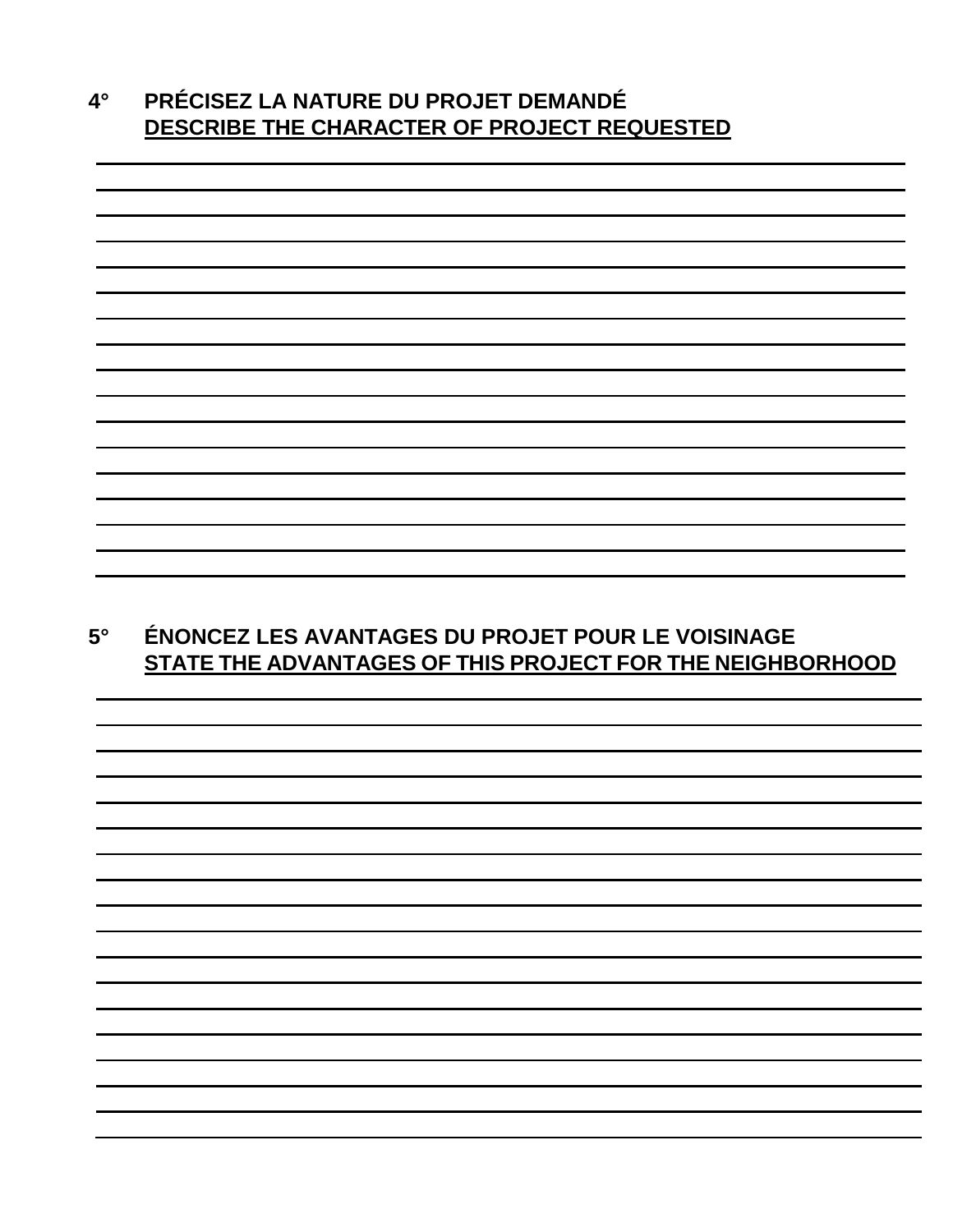**4° PRÉCISEZ LA NATURE DU PROJET DEMANDÉ**
**<u>DESCRIBE THE CHARACTER OF PROJECT REQUESTED</u>**

**5° ÉNONCEZ LES AVANTAGES DU PROJET POUR LE VOISINAGE**
**<u>STATE THE ADVANTAGES OF THIS PROJECT FOR THE NEIGHBORHOOD</u>**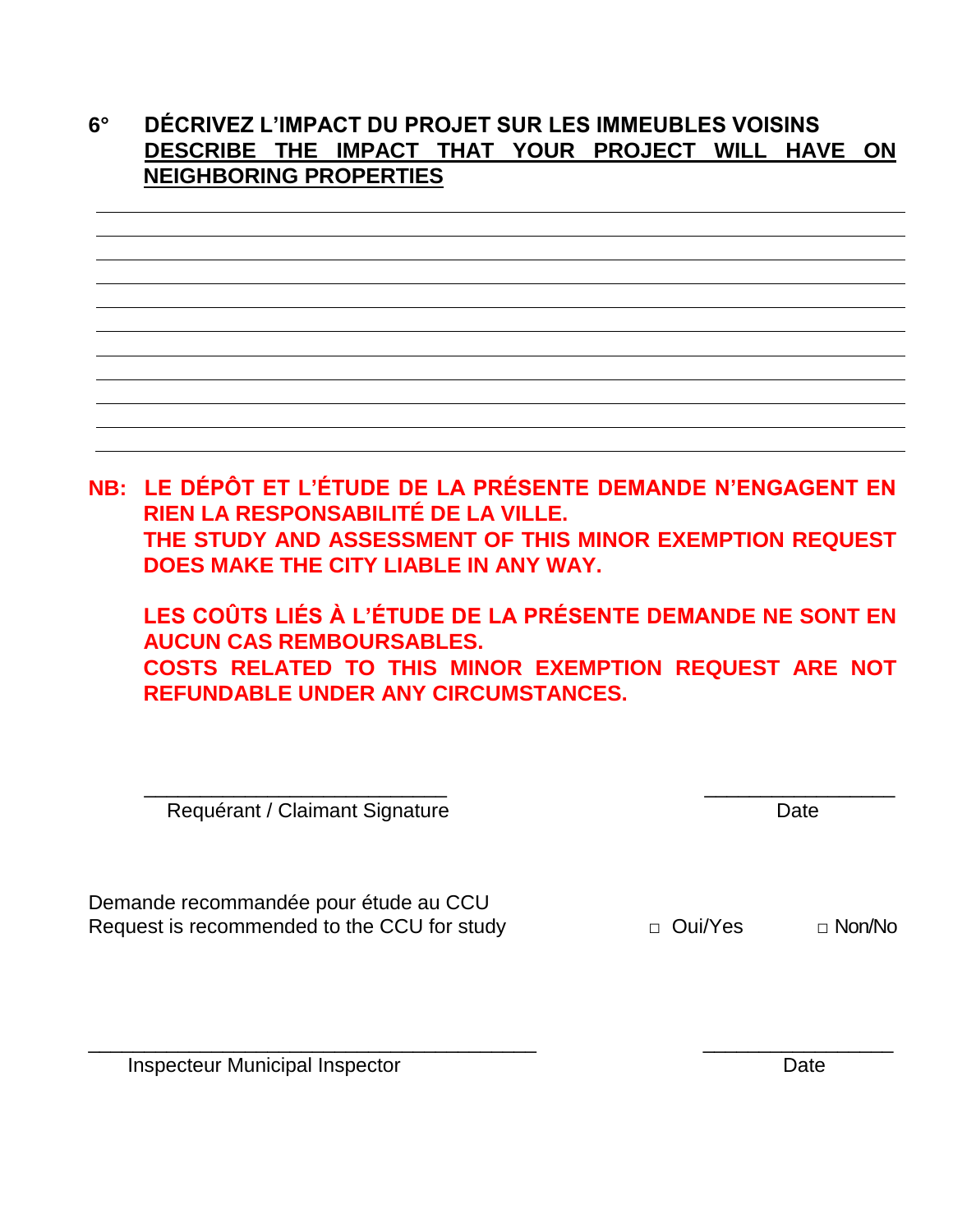## 6° DÉCRIVEZ L'IMPACT DU PROJET SUR LES IMMEUBLES VOISINS

## DESCRIBE THE IMPACT THAT YOUR PROJECT WILL HAVE ON NEIGHBORING PROPERTIES

______________________________________________________________________

______________________________________________________________________

______________________________________________________________________

______________________________________________________________________

______________________________________________________________________

______________________________________________________________________

______________________________________________________________________

______________________________________________________________________

______________________________________________________________________

______________________________________________________________________

**NB: LE DÉPÔT ET L'ÉTUDE DE LA PRÉSENTE DEMANDE N'ENGAGENT EN RIEN LA RESPONSABILITÉ DE LA VILLE.**
**THE STUDY AND ASSESSMENT OF THIS MINOR EXEMPTION REQUEST DOES MAKE THE CITY LIABLE IN ANY WAY.**

**LES COÛTS LIÉS À L'ÉTUDE DE LA PRÉSENTE DEMANDE NE SONT EN AUCUN CAS REMBOURSABLES.**
**COSTS RELATED TO THIS MINOR EXEMPTION REQUEST ARE NOT REFUNDABLE UNDER ANY CIRCUMSTANCES.**

____________________________ ____________________

Requérant / Claimant Signature Date

Demande recommandée pour étude au CCU
Request is recommended to the CCU for study □ Oui/Yes □ Non/No

__________________________________________ ____________________

Inspecteur Municipal Inspector Date